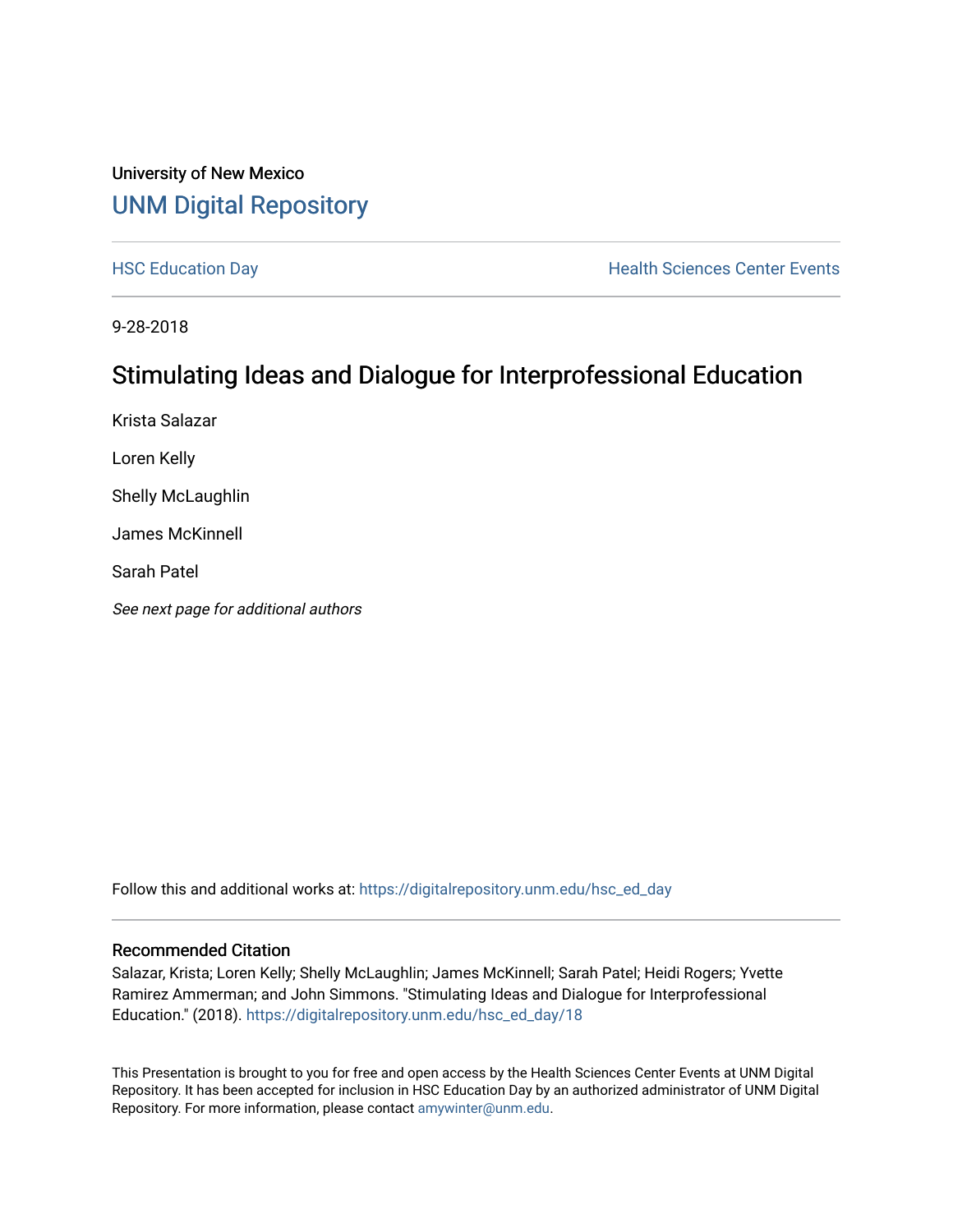University of New Mexico

# UNM Digital Repository

HSC Education Day | Health Sciences Center Events

9-28-2018

## Stimulating Ideas and Dialogue for Interprofessional Education

Krista Salazar

Loren Kelly

Shelly McLaughlin

James McKinnell

Sarah Patel

*See next page for additional authors*

Follow this and additional works at: https://digitalrepository.unm.edu/hsc_ed_day

### Recommended Citation

Salazar, Krista; Loren Kelly; Shelly McLaughlin; James McKinnell; Sarah Patel; Heidi Rogers; Yvette Ramirez Ammerman; and John Simmons. "Stimulating Ideas and Dialogue for Interprofessional Education." (2018). https://digitalrepository.unm.edu/hsc_ed_day/18

This Presentation is brought to you for free and open access by the Health Sciences Center Events at UNM Digital Repository. It has been accepted for inclusion in HSC Education Day by an authorized administrator of UNM Digital Repository. For more information, please contact amywinter@unm.edu.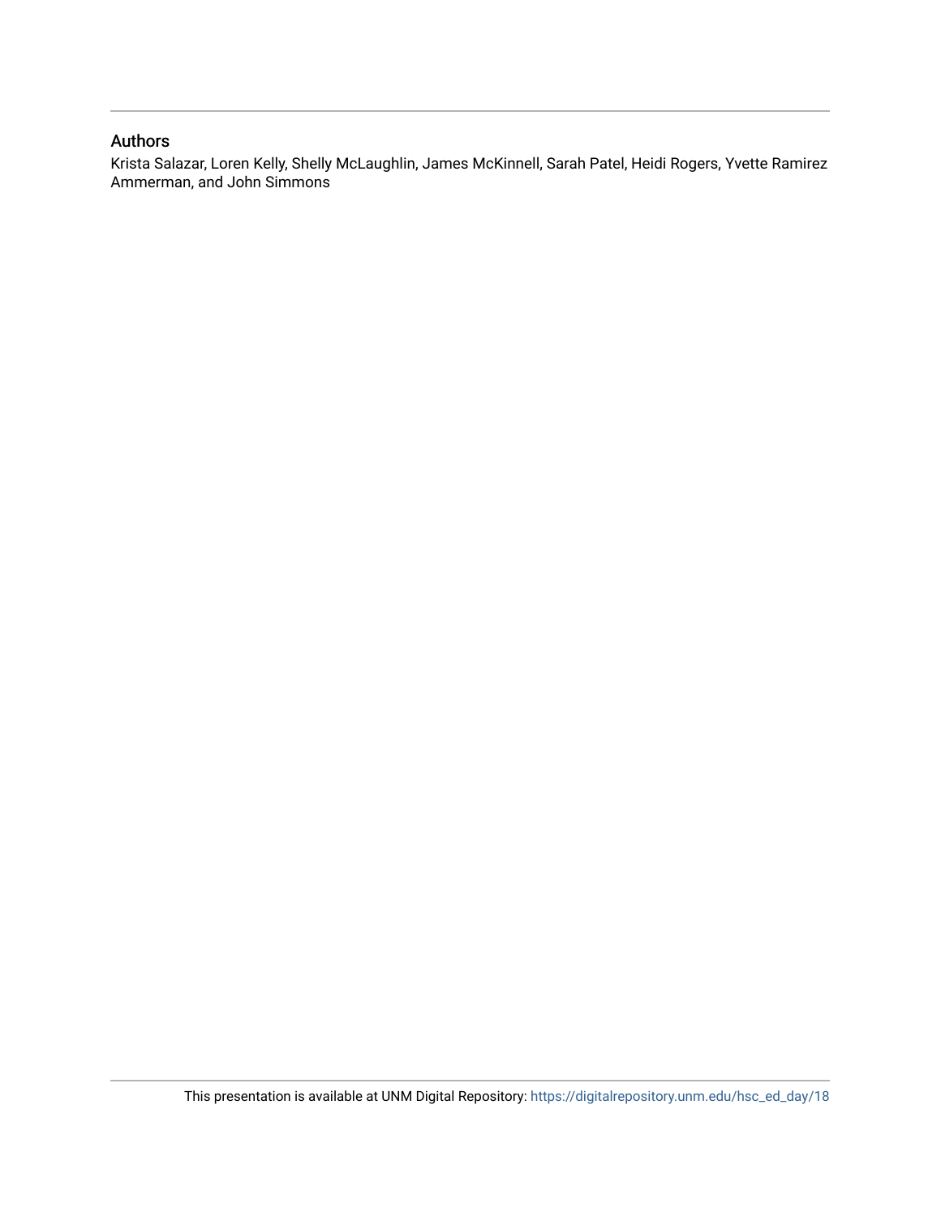## Authors

Krista Salazar, Loren Kelly, Shelly McLaughlin, James McKinnell, Sarah Patel, Heidi Rogers, Yvette Ramirez Ammerman, and John Simmons

This presentation is available at UNM Digital Repository: https://digitalrepository.unm.edu/hsc_ed_day/18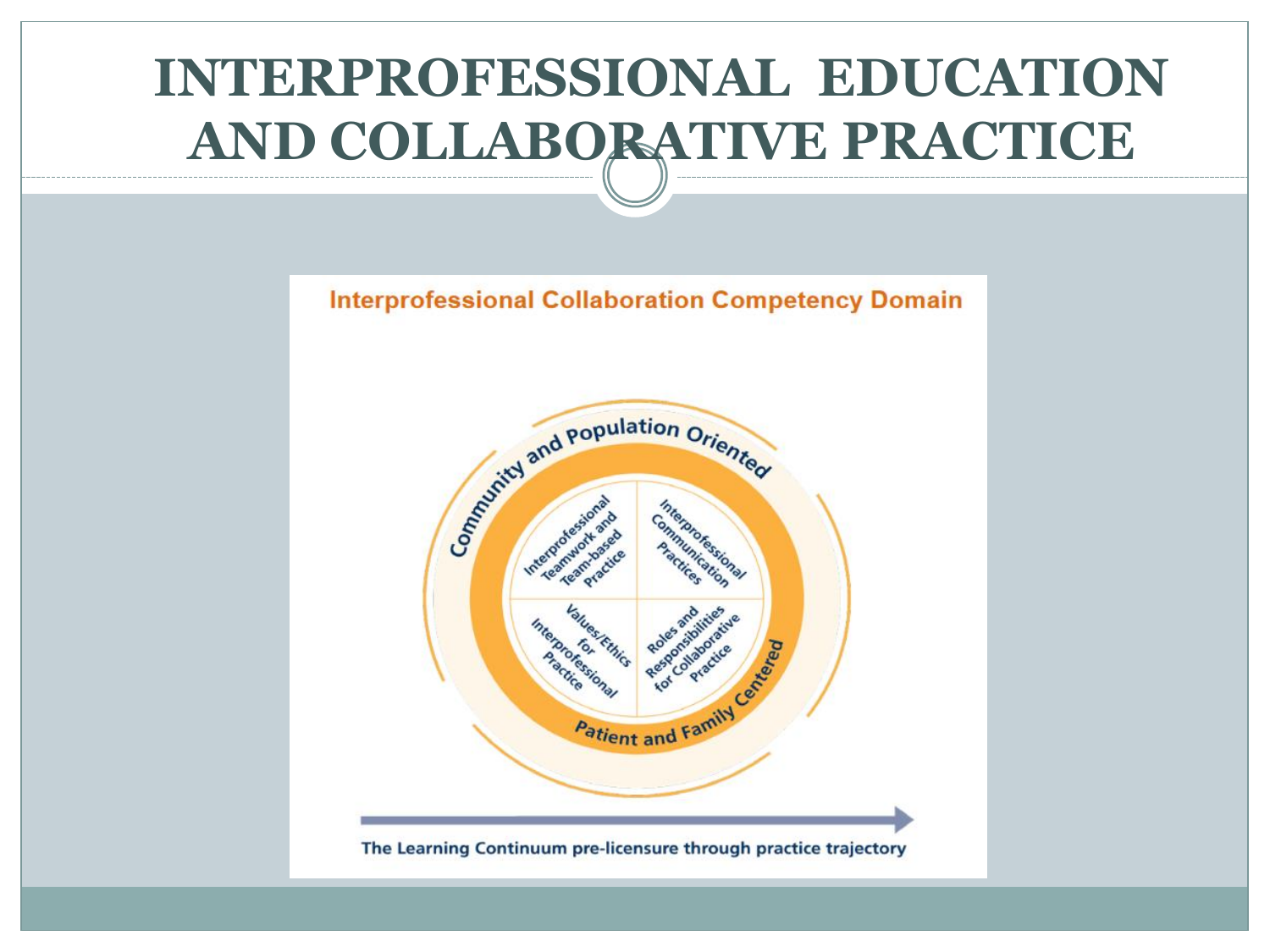# INTERPROFESSIONAL EDUCATION AND COLLABORATIVE PRACTICE

**Interprofessional Collaboration Competency Domain**

- Community and Population Oriented
- Interprofessional Teamwork and Team-based Practice
- Interprofessional Communication Practices
- Values/Ethics for Interprofessional Practice
- Roles and Responsibilities for Collaborative Practice
- Patient and Family Centered

The Learning Continuum pre-licensure through practice trajectory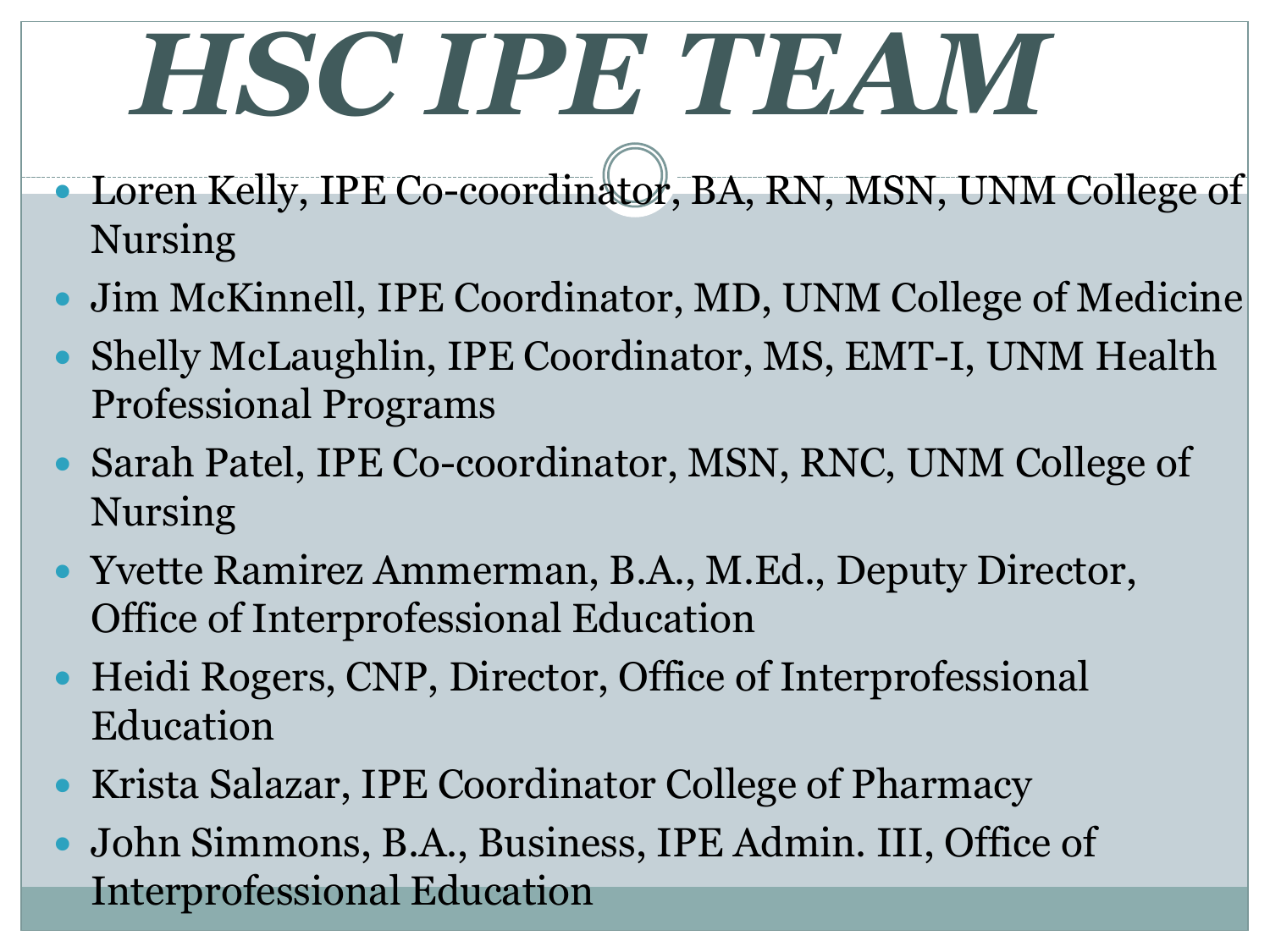# HSC IPE TEAM

- Loren Kelly, IPE Co-coordinator, BA, RN, MSN, UNM College of Nursing
- Jim McKinnell, IPE Coordinator, MD, UNM College of Medicine
- Shelly McLaughlin, IPE Coordinator, MS, EMT-I, UNM Health Professional Programs
- Sarah Patel, IPE Co-coordinator, MSN, RNC, UNM College of Nursing
- Yvette Ramirez Ammerman, B.A., M.Ed., Deputy Director, Office of Interprofessional Education
- Heidi Rogers, CNP, Director, Office of Interprofessional Education
- Krista Salazar, IPE Coordinator College of Pharmacy
- John Simmons, B.A., Business, IPE Admin. III, Office of Interprofessional Education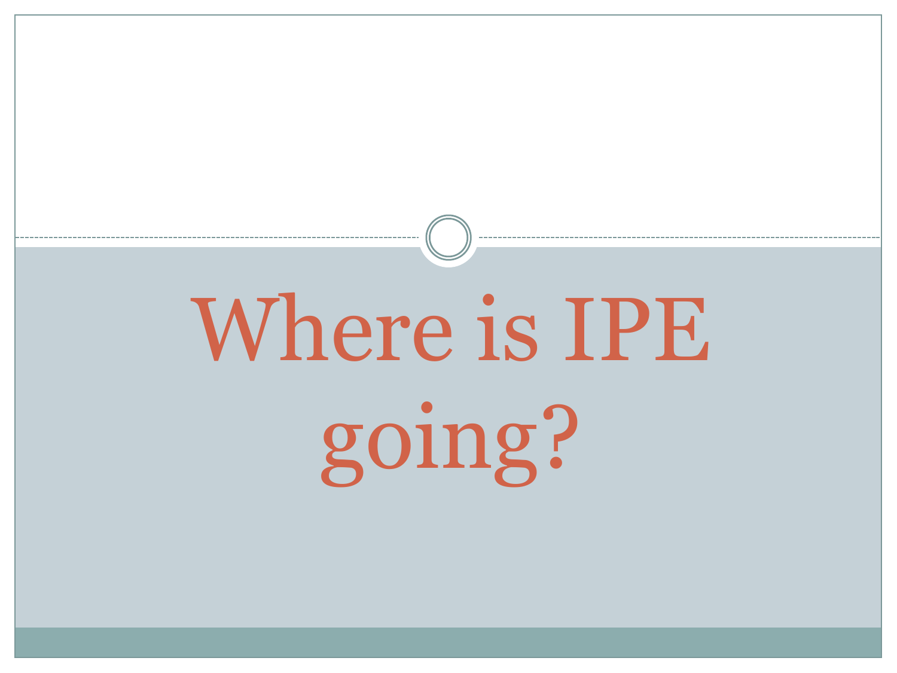# Where is IPE going?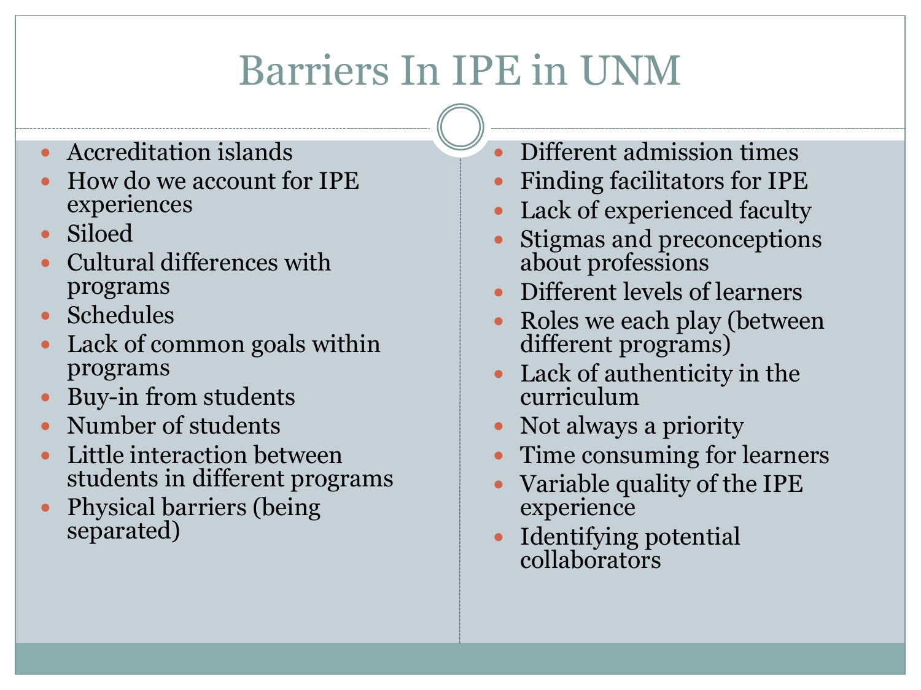# Barriers In IPE in UNM

- Accreditation islands
- How do we account for IPE experiences
- Siloed
- Cultural differences with programs
- Schedules
- Lack of common goals within programs
- Buy-in from students
- Number of students
- Little interaction between students in different programs
- Physical barriers (being separated)
- Different admission times
- Finding facilitators for IPE
- Lack of experienced faculty
- Stigmas and preconceptions about professions
- Different levels of learners
- Roles we each play (between different programs)
- Lack of authenticity in the curriculum
- Not always a priority
- Time consuming for learners
- Variable quality of the IPE experience
- Identifying potential collaborators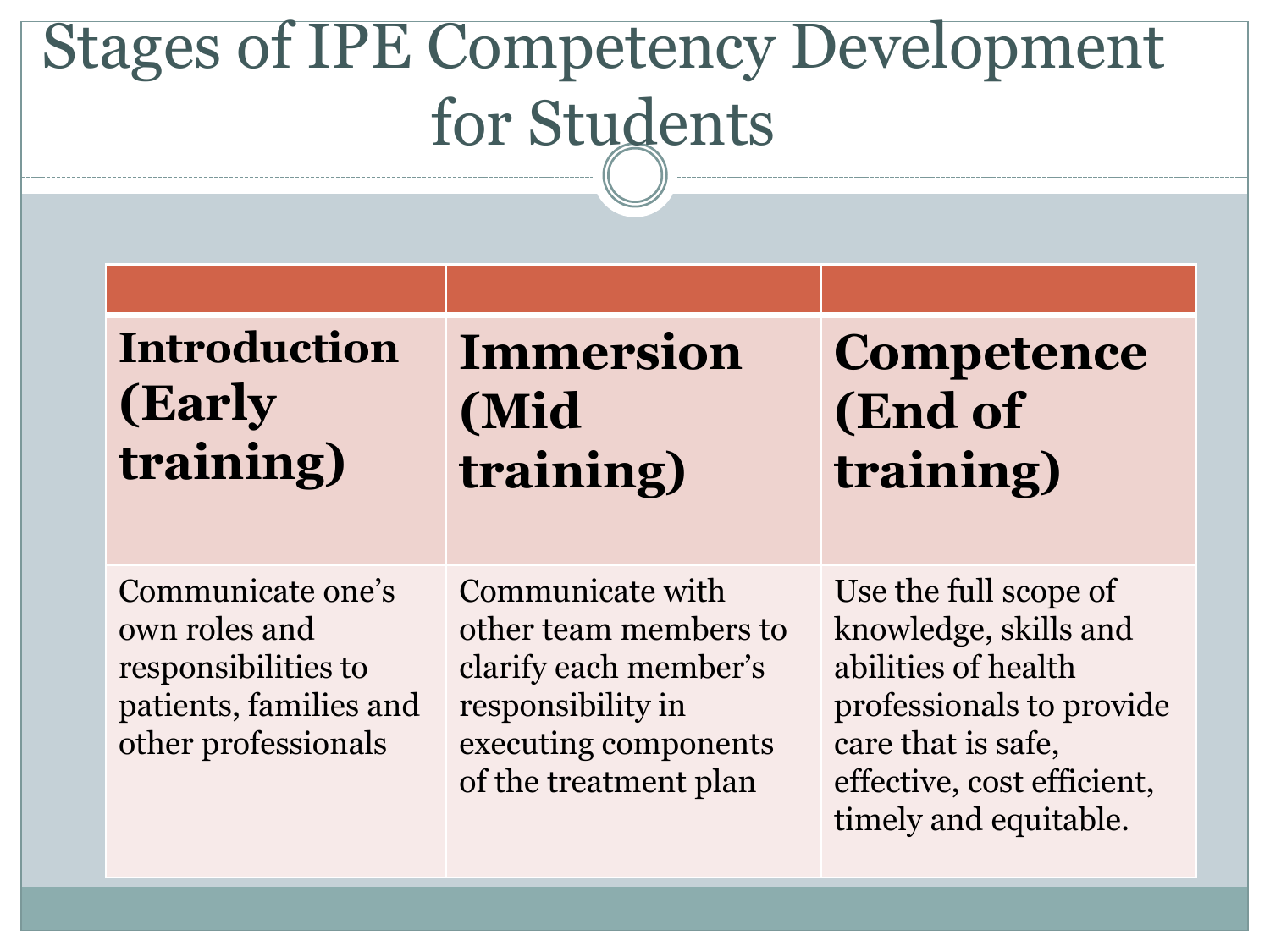# Stages of IPE Competency Development for Students

| | | |
|---|---|---|
| **Introduction (Early training)** | **Immersion (Mid training)** | **Competence (End of training)** |
| Communicate one's own roles and responsibilities to patients, families and other professionals | Communicate with other team members to clarify each member's responsibility in executing components of the treatment plan | Use the full scope of knowledge, skills and abilities of health professionals to provide care that is safe, effective, cost efficient, timely and equitable. |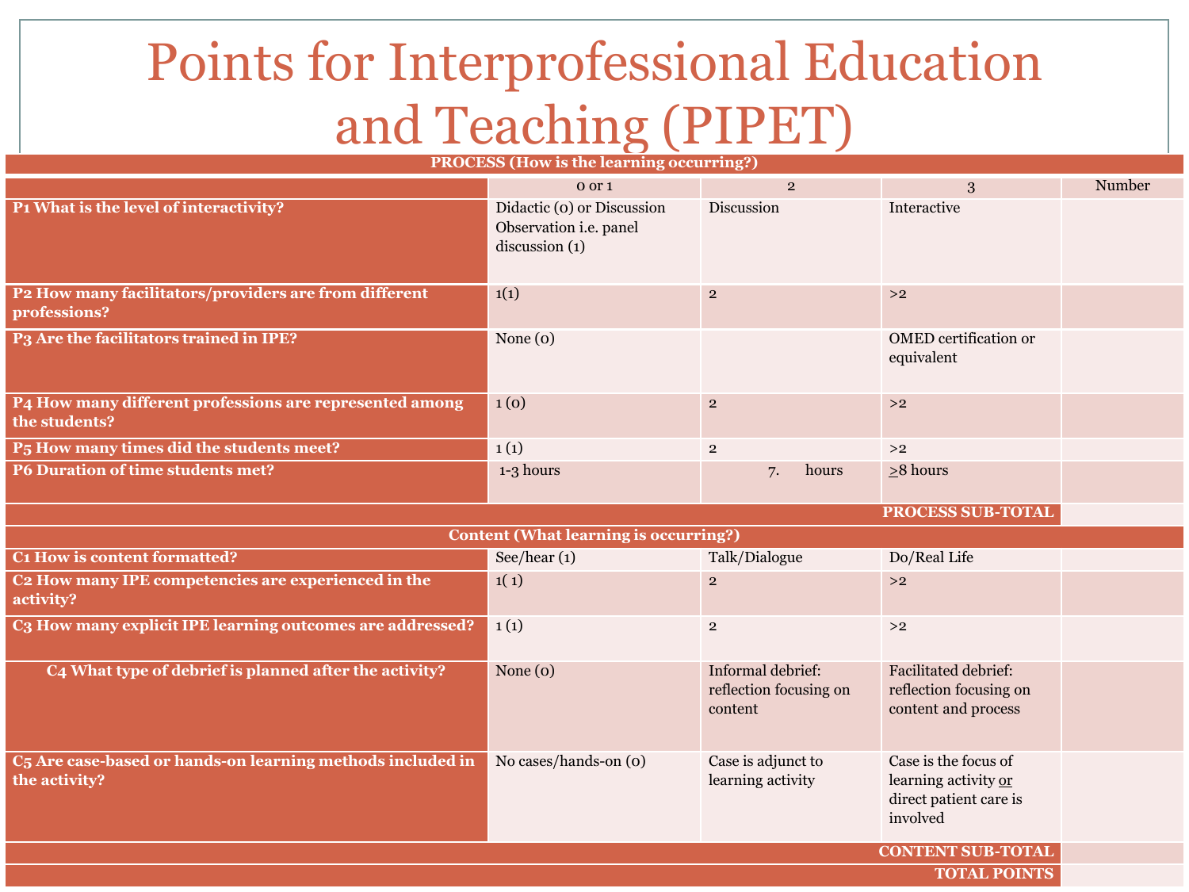# Points for Interprofessional Education and Teaching (PIPET)

| PROCESS (How is the learning occurring?) | | | | |
|---|---|---|---|---|
| | 0 or 1 | 2 | 3 | Number |
| **P1 What is the level of interactivity?** | Didactic (0) or Discussion Observation i.e. panel discussion (1) | Discussion | Interactive | |
| **P2 How many facilitators/providers are from different professions?** | 1(1) | 2 | >2 | |
| **P3 Are the facilitators trained in IPE?** | None (0) | | OMED certification or equivalent | |
| **P4 How many different professions are represented among the students?** | 1 (0) | 2 | >2 | |
| **P5 How many times did the students meet?** | 1 (1) | 2 | >2 | |
| **P6 Duration of time students met?** | 1-3 hours | 7. hours | ≥8 hours | |
| | | | **PROCESS SUB-TOTAL** | |
| **Content (What learning is occurring?)** | | | | |
| **C1 How is content formatted?** | See/hear (1) | Talk/Dialogue | Do/Real Life | |
| **C2 How many IPE competencies are experienced in the activity?** | 1( 1) | 2 | >2 | |
| **C3 How many explicit IPE learning outcomes are addressed?** | 1 (1) | 2 | >2 | |
| **C4 What type of debrief is planned after the activity?** | None (0) | Informal debrief: reflection focusing on content | Facilitated debrief: reflection focusing on content and process | |
| **C5 Are case-based or hands-on learning methods included in the activity?** | No cases/hands-on (0) | Case is adjunct to learning activity | Case is the focus of learning activity or direct patient care is involved | |
| | | | **CONTENT SUB-TOTAL** | |
| | | | **TOTAL POINTS** | |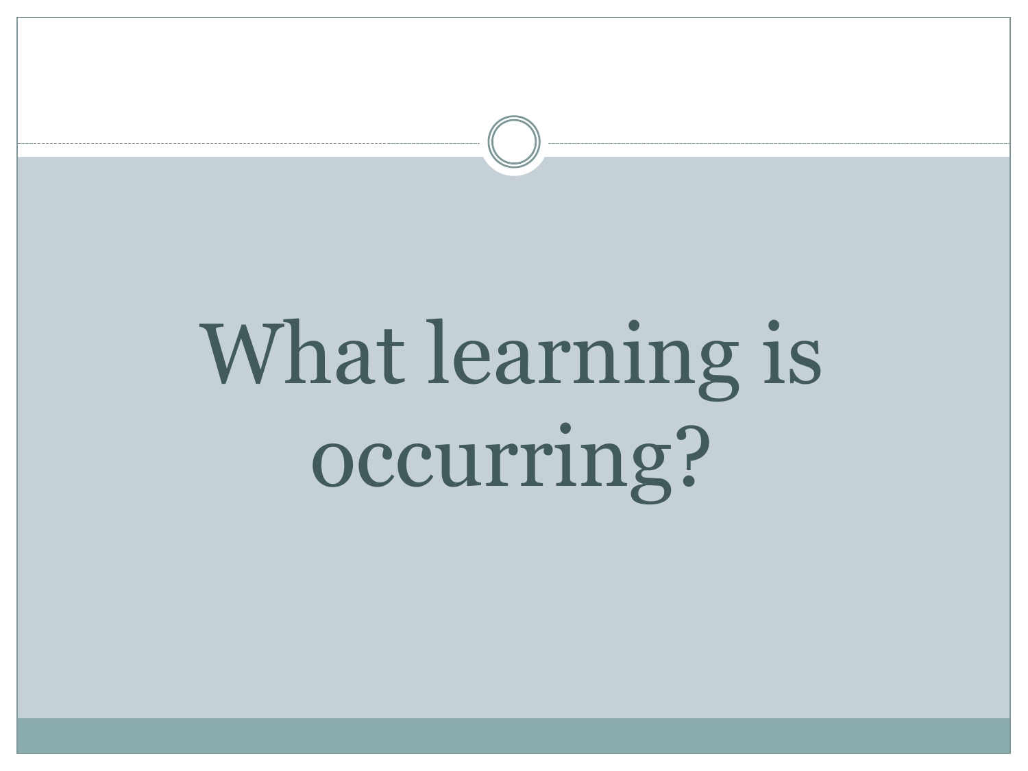# What learning is occurring?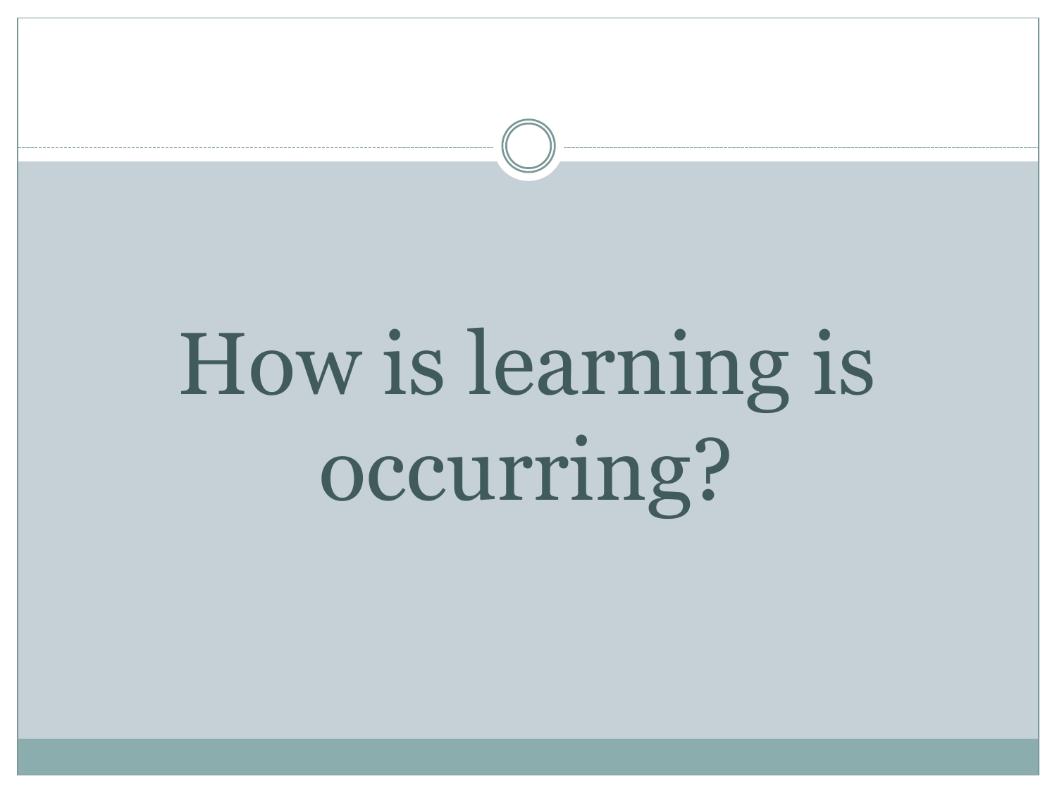# How is learning is occurring?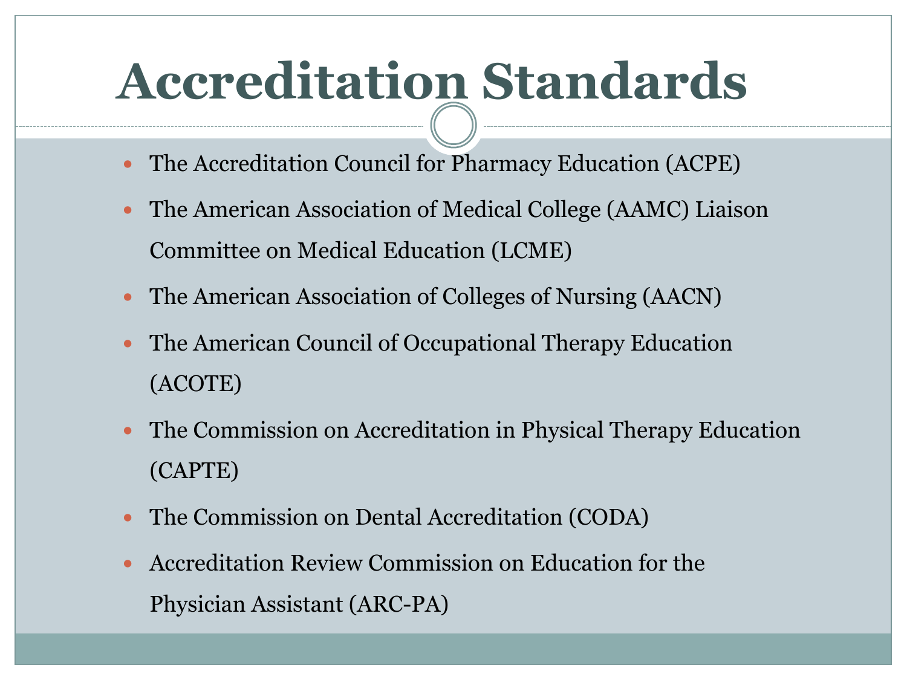# Accreditation Standards

- The Accreditation Council for Pharmacy Education (ACPE)
- The American Association of Medical College (AAMC) Liaison Committee on Medical Education (LCME)
- The American Association of Colleges of Nursing (AACN)
- The American Council of Occupational Therapy Education (ACOTE)
- The Commission on Accreditation in Physical Therapy Education (CAPTE)
- The Commission on Dental Accreditation (CODA)
- Accreditation Review Commission on Education for the Physician Assistant (ARC-PA)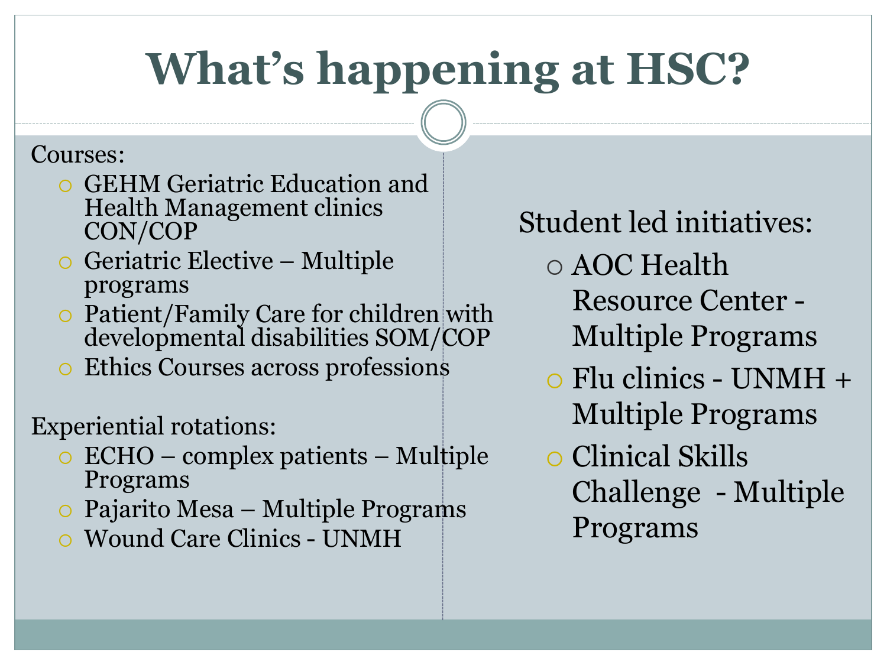# What's happening at HSC?

Courses:

- GEHM Geriatric Education and Health Management clinics CON/COP
- Geriatric Elective – Multiple programs
- Patient/Family Care for children with developmental disabilities SOM/COP
- Ethics Courses across professions

Experiential rotations:

- ECHO – complex patients – Multiple Programs
- Pajarito Mesa – Multiple Programs
- Wound Care Clinics - UNMH

Student led initiatives:

- AOC Health Resource Center - Multiple Programs
- Flu clinics - UNMH + Multiple Programs
- Clinical Skills Challenge - Multiple Programs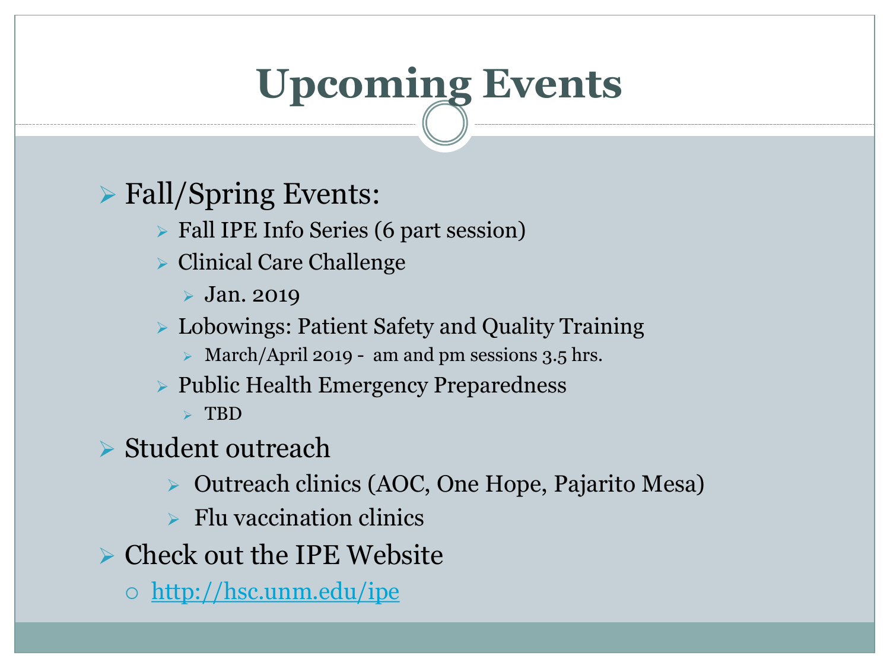# Upcoming Events

- Fall/Spring Events:
  - Fall IPE Info Series (6 part session)
  - Clinical Care Challenge
    - Jan. 2019
  - Lobowings: Patient Safety and Quality Training
    - March/April 2019 - am and pm sessions 3.5 hrs.
  - Public Health Emergency Preparedness
    - TBD
- Student outreach
  - Outreach clinics (AOC, One Hope, Pajarito Mesa)
  - Flu vaccination clinics
- Check out the IPE Website
  - [http://hsc.unm.edu/ipe](http://hsc.unm.edu/ipe)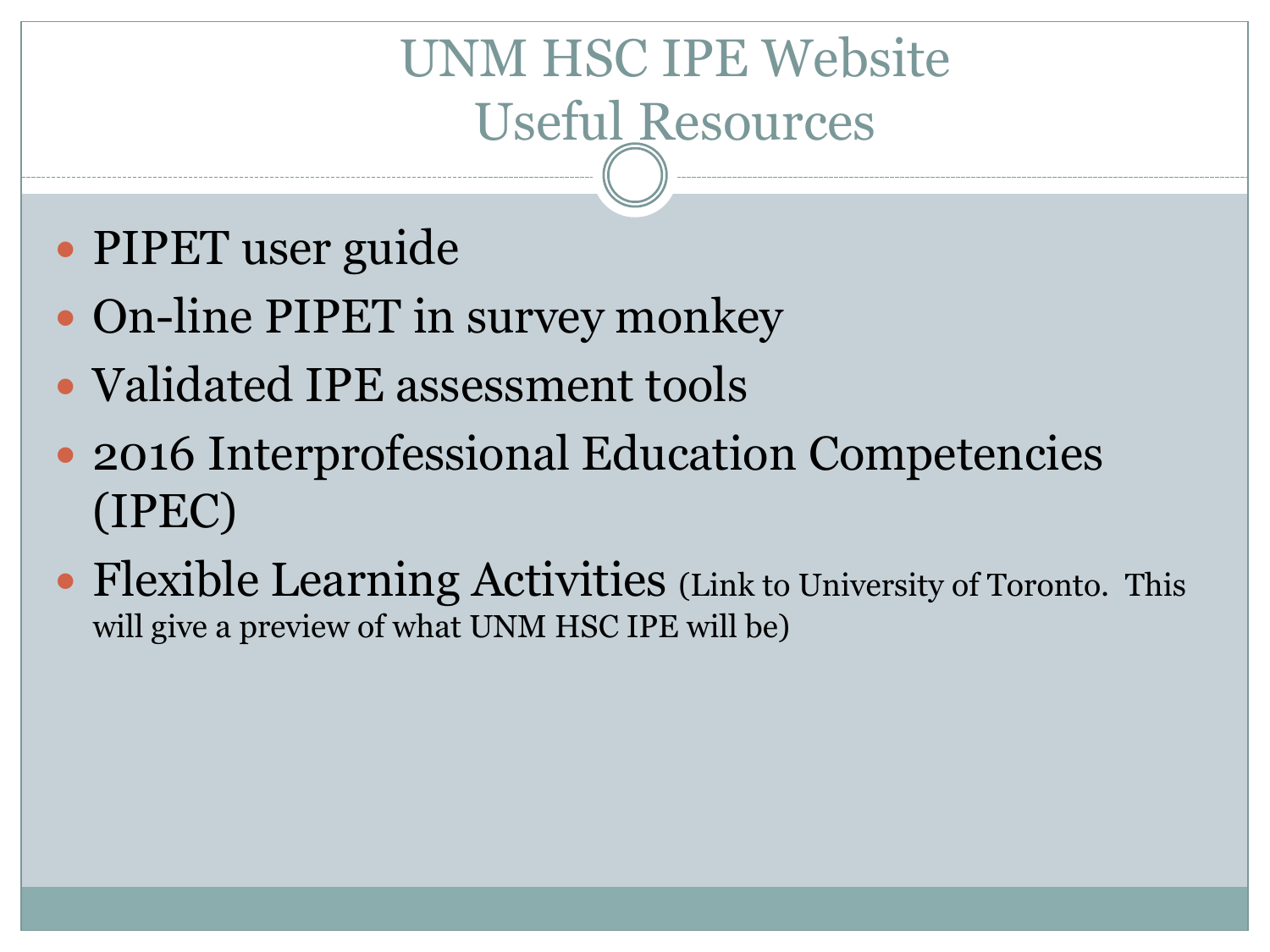# UNM HSC IPE Website
## Useful Resources

- PIPET user guide
- On-line PIPET in survey monkey
- Validated IPE assessment tools
- 2016 Interprofessional Education Competencies (IPEC)
- Flexible Learning Activities (Link to University of Toronto. This will give a preview of what UNM HSC IPE will be)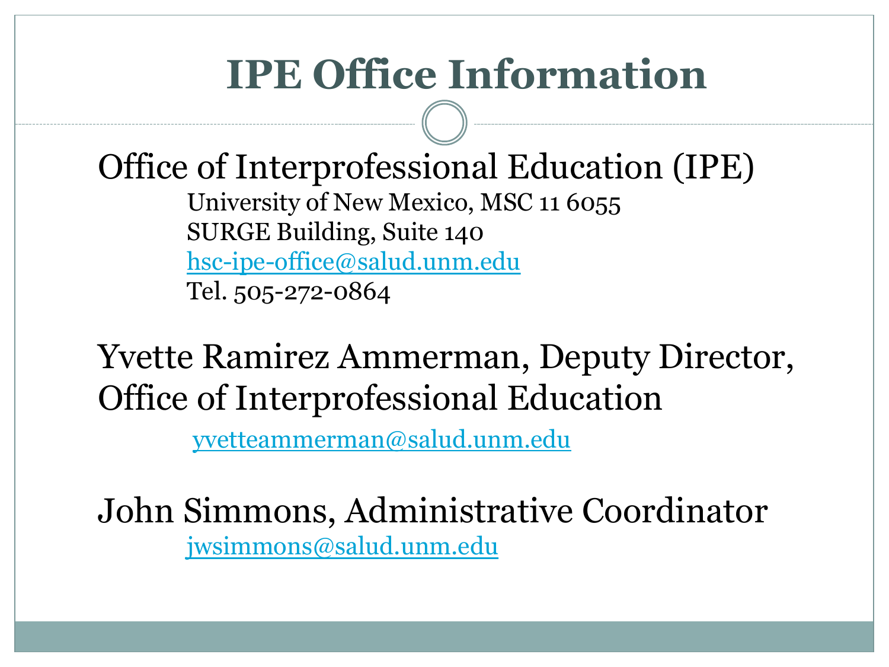# IPE Office Information

Office of Interprofessional Education (IPE)

University of New Mexico, MSC 11 6055
SURGE Building, Suite 140
hsc-ipe-office@salud.unm.edu
Tel. 505-272-0864

Yvette Ramirez Ammerman, Deputy Director, Office of Interprofessional Education

yvetteammerman@salud.unm.edu

John Simmons, Administrative Coordinator

jwsimmons@salud.unm.edu